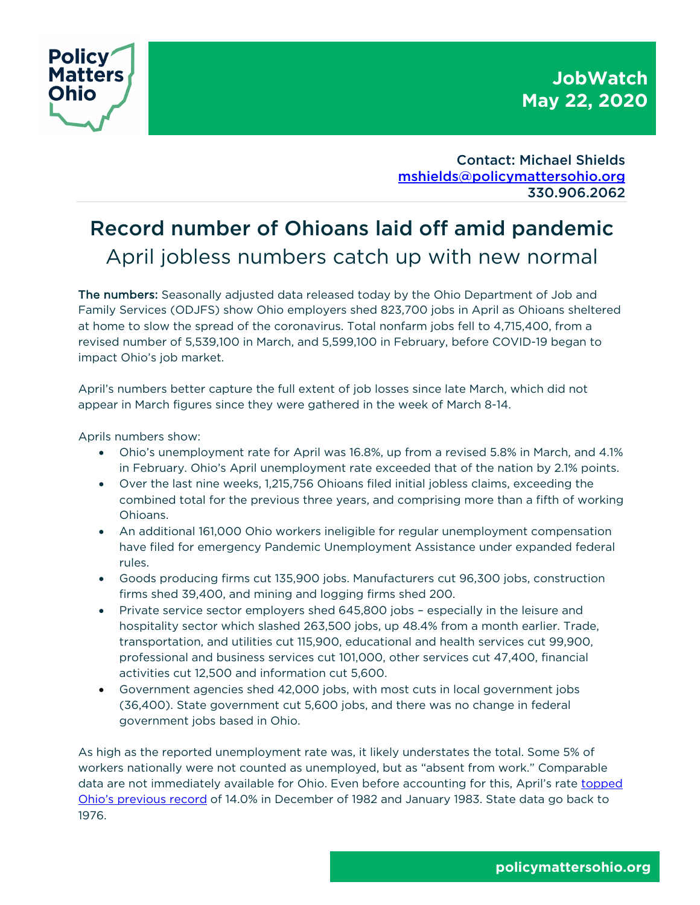Policy Matters Ohio

**JobWatch**
**May 22, 2020**

Contact: Michael Shields
mshields@policymattersohio.org
330.906.2062

# Record number of Ohioans laid off amid pandemic

## April jobless numbers catch up with new normal

**The numbers:** Seasonally adjusted data released today by the Ohio Department of Job and Family Services (ODJFS) show Ohio employers shed 823,700 jobs in April as Ohioans sheltered at home to slow the spread of the coronavirus. Total nonfarm jobs fell to 4,715,400, from a revised number of 5,539,100 in March, and 5,599,100 in February, before COVID-19 began to impact Ohio's job market.

April's numbers better capture the full extent of job losses since late March, which did not appear in March figures since they were gathered in the week of March 8-14.

Aprils numbers show:

- Ohio's unemployment rate for April was 16.8%, up from a revised 5.8% in March, and 4.1% in February. Ohio's April unemployment rate exceeded that of the nation by 2.1% points.
- Over the last nine weeks, 1,215,756 Ohioans filed initial jobless claims, exceeding the combined total for the previous three years, and comprising more than a fifth of working Ohioans.
- An additional 161,000 Ohio workers ineligible for regular unemployment compensation have filed for emergency Pandemic Unemployment Assistance under expanded federal rules.
- Goods producing firms cut 135,900 jobs. Manufacturers cut 96,300 jobs, construction firms shed 39,400, and mining and logging firms shed 200.
- Private service sector employers shed 645,800 jobs – especially in the leisure and hospitality sector which slashed 263,500 jobs, up 48.4% from a month earlier. Trade, transportation, and utilities cut 115,900, educational and health services cut 99,900, professional and business services cut 101,000, other services cut 47,400, financial activities cut 12,500 and information cut 5,600.
- Government agencies shed 42,000 jobs, with most cuts in local government jobs (36,400). State government cut 5,600 jobs, and there was no change in federal government jobs based in Ohio.

As high as the reported unemployment rate was, it likely understates the total. Some 5% of workers nationally were not counted as unemployed, but as "absent from work." Comparable data are not immediately available for Ohio. Even before accounting for this, April's rate topped Ohio's previous record of 14.0% in December of 1982 and January 1983. State data go back to 1976.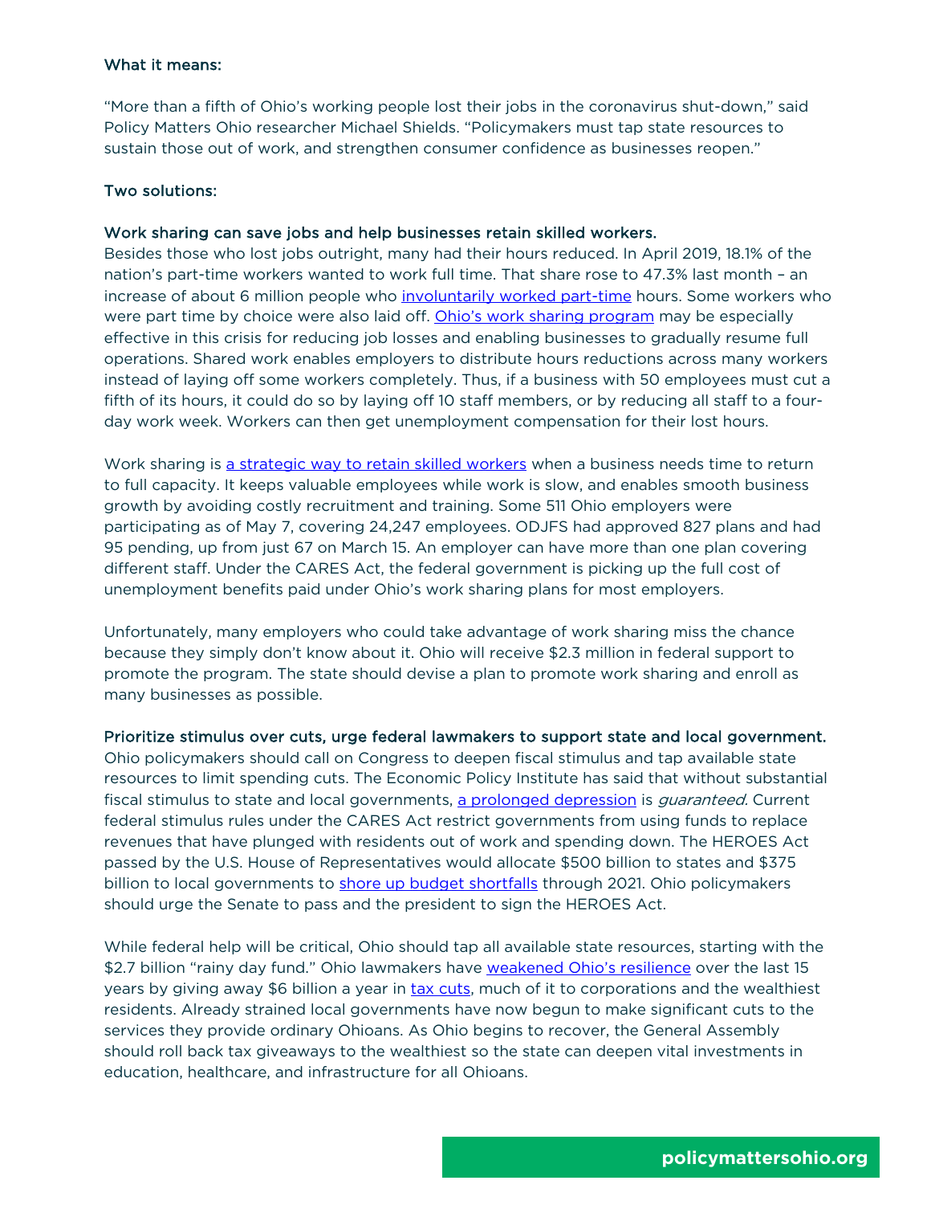### What it means:

"More than a fifth of Ohio's working people lost their jobs in the coronavirus shut-down," said Policy Matters Ohio researcher Michael Shields. "Policymakers must tap state resources to sustain those out of work, and strengthen consumer confidence as businesses reopen."

### Two solutions:

**Work sharing can save jobs and help businesses retain skilled workers.**
Besides those who lost jobs outright, many had their hours reduced. In April 2019, 18.1% of the nation's part-time workers wanted to work full time. That share rose to 47.3% last month – an increase of about 6 million people who involuntarily worked part-time hours. Some workers who were part time by choice were also laid off. Ohio's work sharing program may be especially effective in this crisis for reducing job losses and enabling businesses to gradually resume full operations. Shared work enables employers to distribute hours reductions across many workers instead of laying off some workers completely. Thus, if a business with 50 employees must cut a fifth of its hours, it could do so by laying off 10 staff members, or by reducing all staff to a four-day work week. Workers can then get unemployment compensation for their lost hours.

Work sharing is a strategic way to retain skilled workers when a business needs time to return to full capacity. It keeps valuable employees while work is slow, and enables smooth business growth by avoiding costly recruitment and training. Some 511 Ohio employers were participating as of May 7, covering 24,247 employees. ODJFS had approved 827 plans and had 95 pending, up from just 67 on March 15. An employer can have more than one plan covering different staff. Under the CARES Act, the federal government is picking up the full cost of unemployment benefits paid under Ohio's work sharing plans for most employers.

Unfortunately, many employers who could take advantage of work sharing miss the chance because they simply don't know about it. Ohio will receive $2.3 million in federal support to promote the program. The state should devise a plan to promote work sharing and enroll as many businesses as possible.

**Prioritize stimulus over cuts, urge federal lawmakers to support state and local government.**
Ohio policymakers should call on Congress to deepen fiscal stimulus and tap available state resources to limit spending cuts. The Economic Policy Institute has said that without substantial fiscal stimulus to state and local governments, a prolonged depression is *guaranteed.* Current federal stimulus rules under the CARES Act restrict governments from using funds to replace revenues that have plunged with residents out of work and spending down. The HEROES Act passed by the U.S. House of Representatives would allocate $500 billion to states and $375 billion to local governments to shore up budget shortfalls through 2021. Ohio policymakers should urge the Senate to pass and the president to sign the HEROES Act.

While federal help will be critical, Ohio should tap all available state resources, starting with the $2.7 billion "rainy day fund." Ohio lawmakers have weakened Ohio's resilience over the last 15 years by giving away $6 billion a year in tax cuts, much of it to corporations and the wealthiest residents. Already strained local governments have now begun to make significant cuts to the services they provide ordinary Ohioans. As Ohio begins to recover, the General Assembly should roll back tax giveaways to the wealthiest so the state can deepen vital investments in education, healthcare, and infrastructure for all Ohioans.